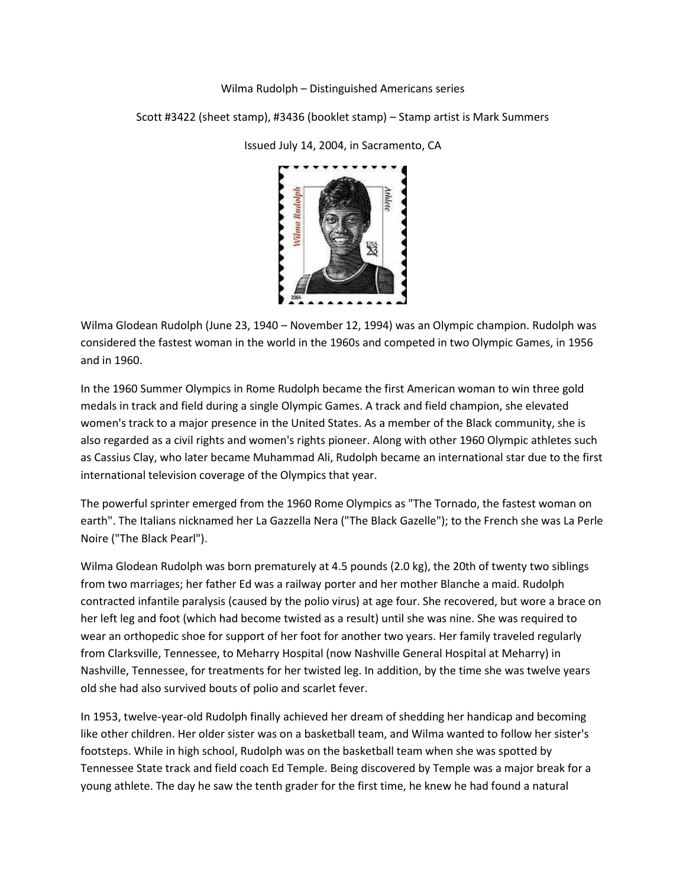Wilma Rudolph – Distinguished Americans series

Scott #3422 (sheet stamp), #3436 (booklet stamp) – Stamp artist is Mark Summers

Issued July 14, 2004, in Sacramento, CA

Wilma Glodean Rudolph (June 23, 1940 – November 12, 1994) was an Olympic champion. Rudolph was considered the fastest woman in the world in the 1960s and competed in two Olympic Games, in 1956 and in 1960.

In the 1960 Summer Olympics in Rome Rudolph became the first American woman to win three gold medals in track and field during a single Olympic Games. A track and field champion, she elevated women's track to a major presence in the United States. As a member of the Black community, she is also regarded as a civil rights and women's rights pioneer. Along with other 1960 Olympic athletes such as Cassius Clay, who later became Muhammad Ali, Rudolph became an international star due to the first international television coverage of the Olympics that year.

The powerful sprinter emerged from the 1960 Rome Olympics as "The Tornado, the fastest woman on earth". The Italians nicknamed her La Gazzella Nera ("The Black Gazelle"); to the French she was La Perle Noire ("The Black Pearl").

Wilma Glodean Rudolph was born prematurely at 4.5 pounds (2.0 kg), the 20th of twenty two siblings from two marriages; her father Ed was a railway porter and her mother Blanche a maid. Rudolph contracted infantile paralysis (caused by the polio virus) at age four. She recovered, but wore a brace on her left leg and foot (which had become twisted as a result) until she was nine. She was required to wear an orthopedic shoe for support of her foot for another two years. Her family traveled regularly from Clarksville, Tennessee, to Meharry Hospital (now Nashville General Hospital at Meharry) in Nashville, Tennessee, for treatments for her twisted leg. In addition, by the time she was twelve years old she had also survived bouts of polio and scarlet fever.

In 1953, twelve-year-old Rudolph finally achieved her dream of shedding her handicap and becoming like other children. Her older sister was on a basketball team, and Wilma wanted to follow her sister's footsteps. While in high school, Rudolph was on the basketball team when she was spotted by Tennessee State track and field coach Ed Temple. Being discovered by Temple was a major break for a young athlete. The day he saw the tenth grader for the first time, he knew he had found a natural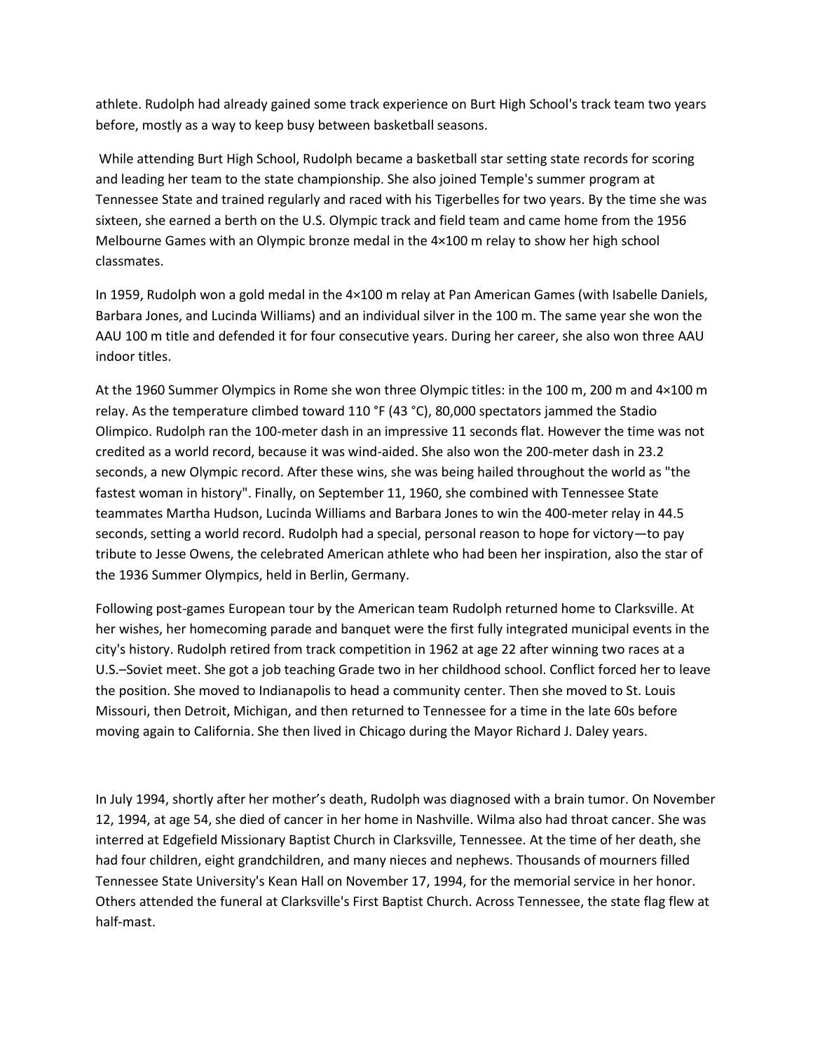athlete. Rudolph had already gained some track experience on Burt High School's track team two years before, mostly as a way to keep busy between basketball seasons.

While attending Burt High School, Rudolph became a basketball star setting state records for scoring and leading her team to the state championship. She also joined Temple's summer program at Tennessee State and trained regularly and raced with his Tigerbelles for two years. By the time she was sixteen, she earned a berth on the U.S. Olympic track and field team and came home from the 1956 Melbourne Games with an Olympic bronze medal in the 4×100 m relay to show her high school classmates.

In 1959, Rudolph won a gold medal in the 4×100 m relay at Pan American Games (with Isabelle Daniels, Barbara Jones, and Lucinda Williams) and an individual silver in the 100 m. The same year she won the AAU 100 m title and defended it for four consecutive years. During her career, she also won three AAU indoor titles.

At the 1960 Summer Olympics in Rome she won three Olympic titles: in the 100 m, 200 m and 4×100 m relay. As the temperature climbed toward 110 °F (43 °C), 80,000 spectators jammed the Stadio Olimpico. Rudolph ran the 100-meter dash in an impressive 11 seconds flat. However the time was not credited as a world record, because it was wind-aided. She also won the 200-meter dash in 23.2 seconds, a new Olympic record. After these wins, she was being hailed throughout the world as "the fastest woman in history". Finally, on September 11, 1960, she combined with Tennessee State teammates Martha Hudson, Lucinda Williams and Barbara Jones to win the 400-meter relay in 44.5 seconds, setting a world record. Rudolph had a special, personal reason to hope for victory—to pay tribute to Jesse Owens, the celebrated American athlete who had been her inspiration, also the star of the 1936 Summer Olympics, held in Berlin, Germany.

Following post-games European tour by the American team Rudolph returned home to Clarksville. At her wishes, her homecoming parade and banquet were the first fully integrated municipal events in the city's history. Rudolph retired from track competition in 1962 at age 22 after winning two races at a U.S.–Soviet meet. She got a job teaching Grade two in her childhood school. Conflict forced her to leave the position. She moved to Indianapolis to head a community center. Then she moved to St. Louis Missouri, then Detroit, Michigan, and then returned to Tennessee for a time in the late 60s before moving again to California. She then lived in Chicago during the Mayor Richard J. Daley years.

In July 1994, shortly after her mother's death, Rudolph was diagnosed with a brain tumor. On November 12, 1994, at age 54, she died of cancer in her home in Nashville. Wilma also had throat cancer. She was interred at Edgefield Missionary Baptist Church in Clarksville, Tennessee. At the time of her death, she had four children, eight grandchildren, and many nieces and nephews. Thousands of mourners filled Tennessee State University's Kean Hall on November 17, 1994, for the memorial service in her honor. Others attended the funeral at Clarksville's First Baptist Church. Across Tennessee, the state flag flew at half-mast.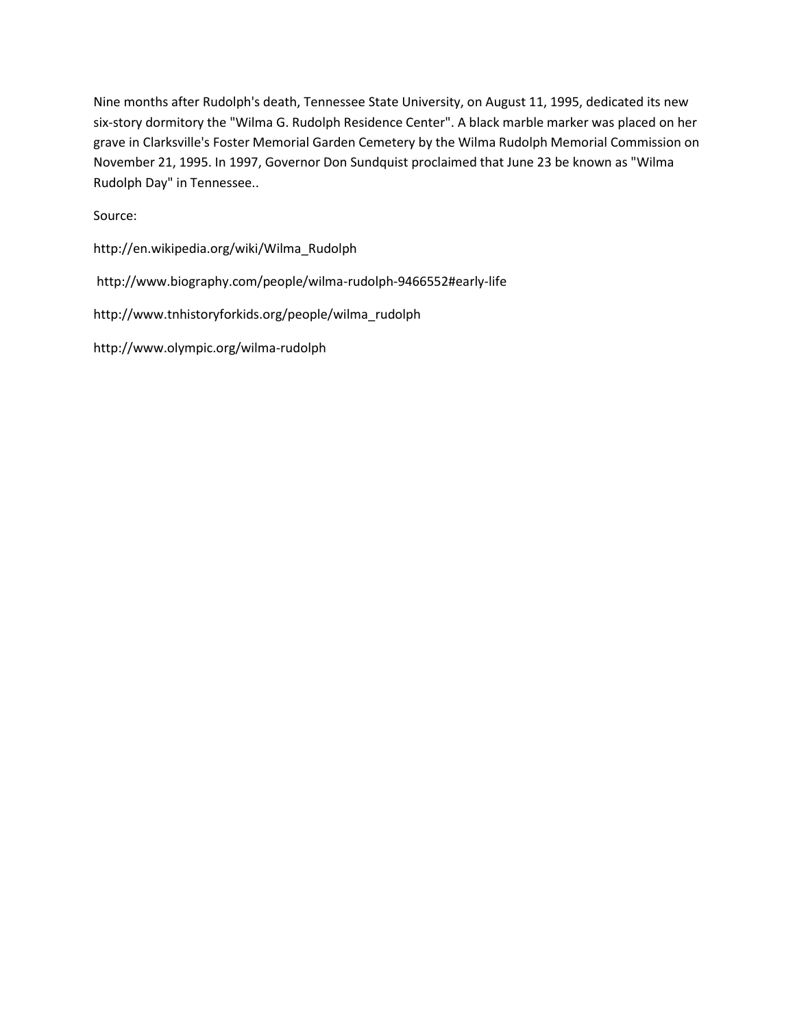Nine months after Rudolph's death, Tennessee State University, on August 11, 1995, dedicated its new six-story dormitory the "Wilma G. Rudolph Residence Center". A black marble marker was placed on her grave in Clarksville's Foster Memorial Garden Cemetery by the Wilma Rudolph Memorial Commission on November 21, 1995. In 1997, Governor Don Sundquist proclaimed that June 23 be known as "Wilma Rudolph Day" in Tennessee..

Source:

http://en.wikipedia.org/wiki/Wilma_Rudolph

http://www.biography.com/people/wilma-rudolph-9466552#early-life

http://www.tnhistoryforkids.org/people/wilma_rudolph

http://www.olympic.org/wilma-rudolph